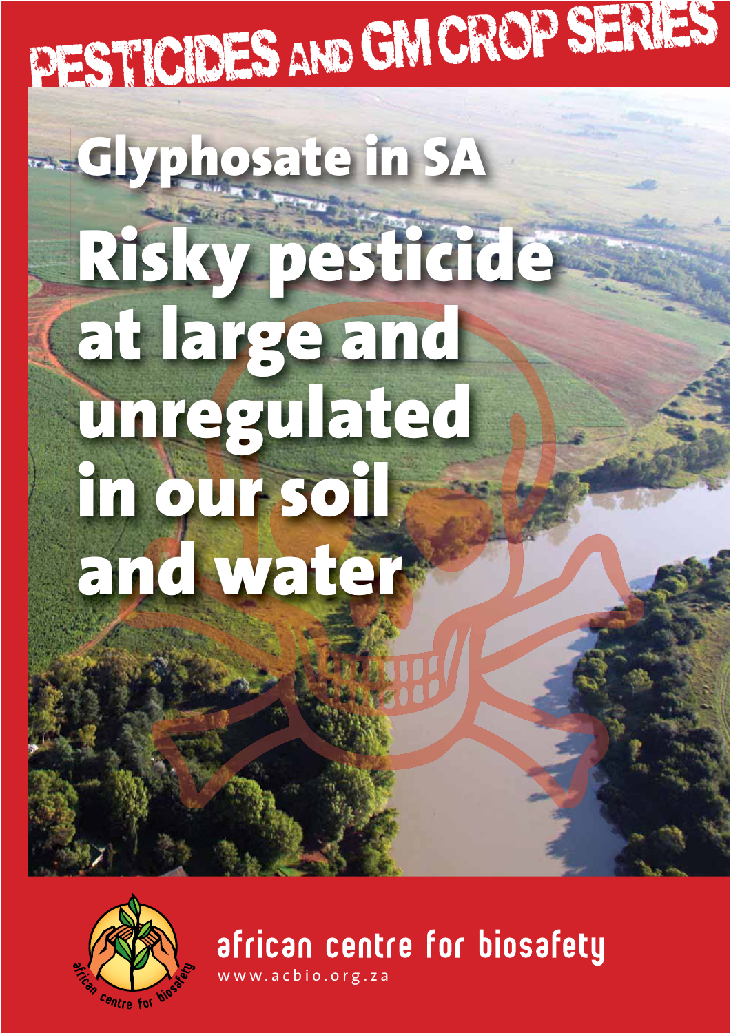# PESTICIDES AND GM CROP SERIES

## Glyphosate in SA

# Risky pesticide at large and unregulated in our soil and water

african centre for biosafety

www.acbio.org.za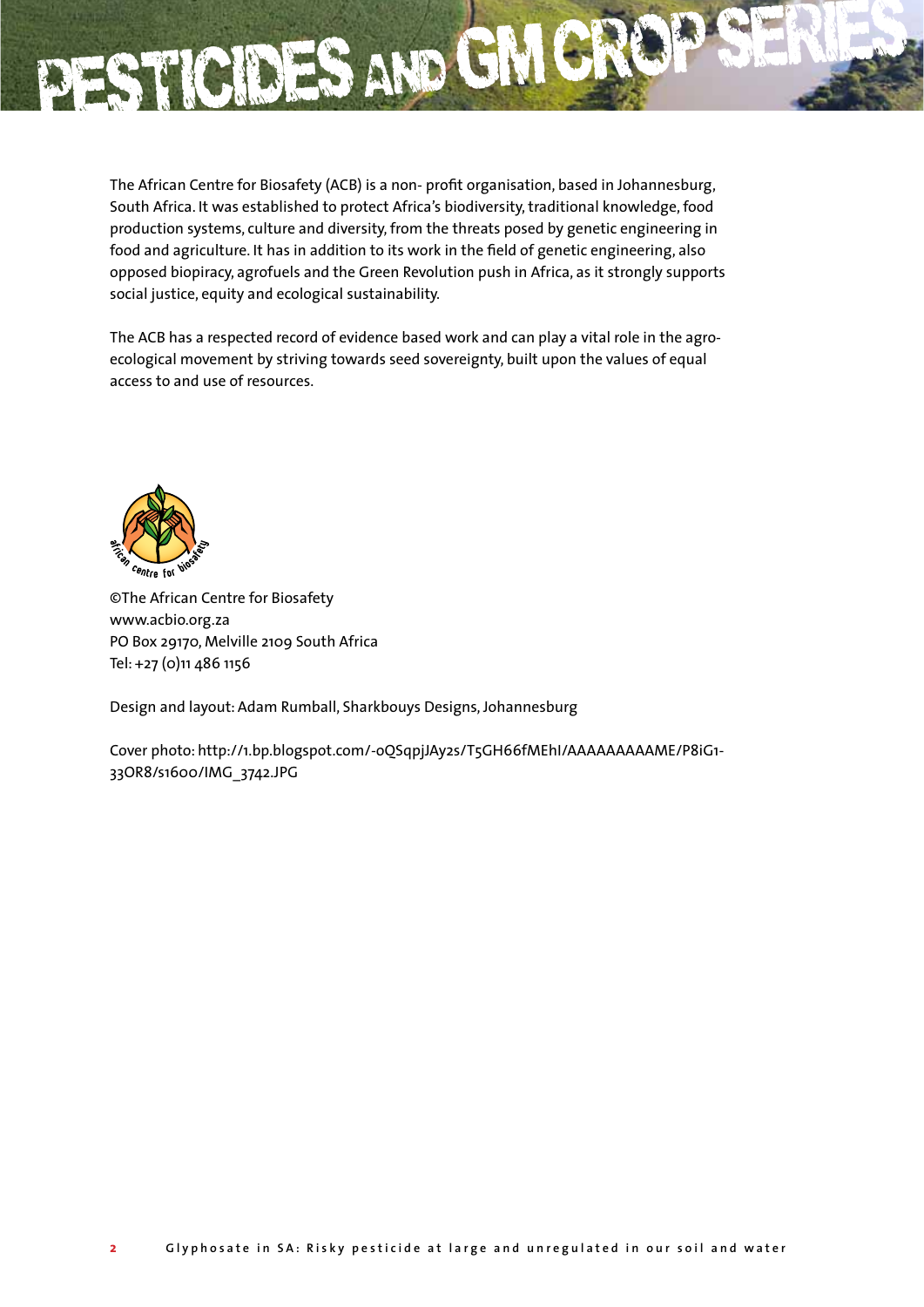The African Centre for Biosafety (ACB) is a non- profit organisation, based in Johannesburg, South Africa. It was established to protect Africa's biodiversity, traditional knowledge, food production systems, culture and diversity, from the threats posed by genetic engineering in food and agriculture. It has in addition to its work in the field of genetic engineering, also opposed biopiracy, agrofuels and the Green Revolution push in Africa, as it strongly supports social justice, equity and ecological sustainability.

The ACB has a respected record of evidence based work and can play a vital role in the agro-ecological movement by striving towards seed sovereignty, built upon the values of equal access to and use of resources.

©The African Centre for Biosafety
www.acbio.org.za
PO Box 29170, Melville 2109 South Africa
Tel: +27 (0)11 486 1156

Design and layout: Adam Rumball, Sharkbouys Designs, Johannesburg

Cover photo: http://1.bp.blogspot.com/-oQSqpjJAy2s/T5GH66fMEhI/AAAAAAAAAME/P8iG1-33OR8/s1600/IMG_3742.JPG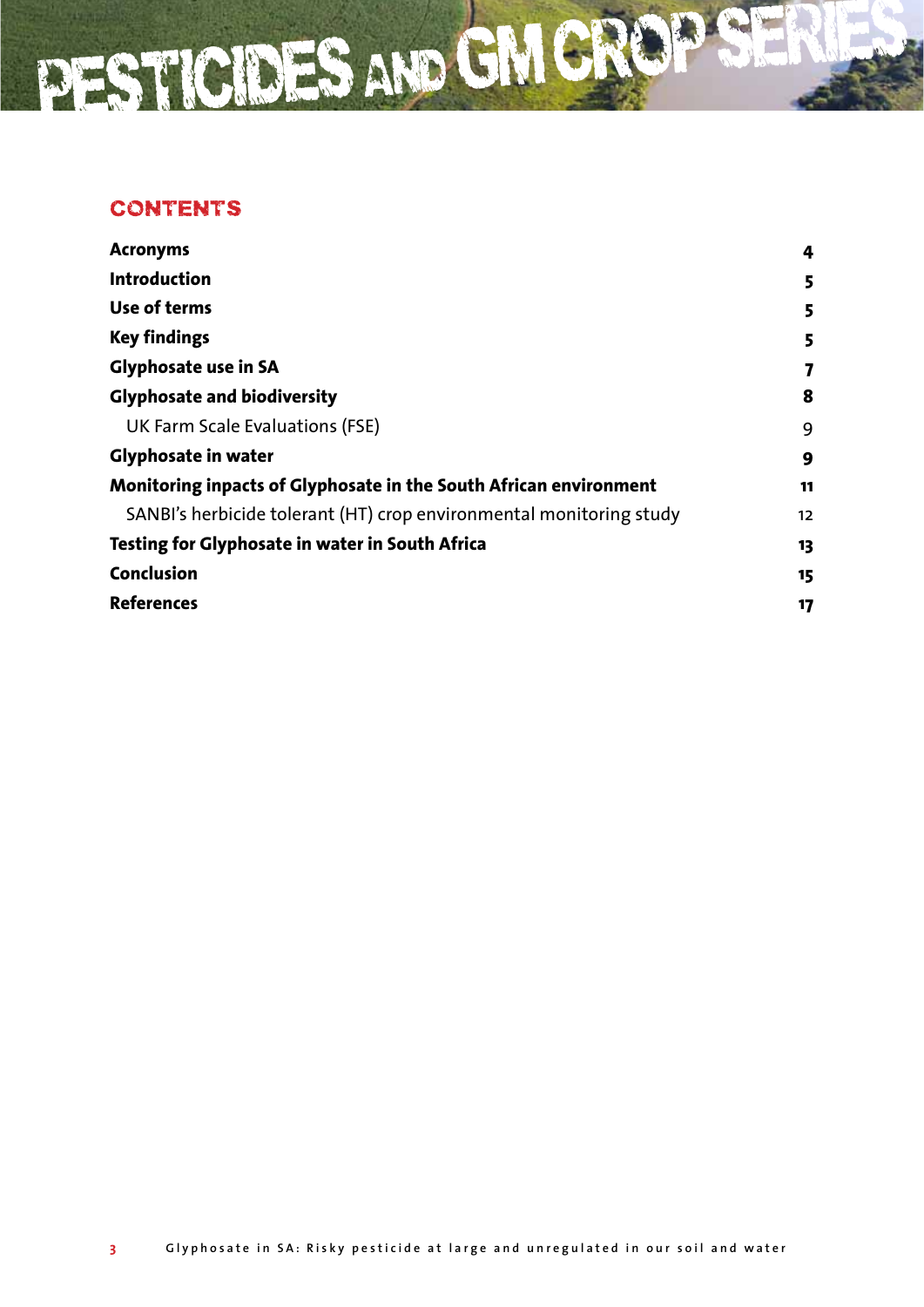## CONTENTS

| | |
|---|---|
| **Acronyms** | **4** |
| **Introduction** | **5** |
| **Use of terms** | **5** |
| **Key findings** | **5** |
| **Glyphosate use in SA** | **7** |
| **Glyphosate and biodiversity** | **8** |
| UK Farm Scale Evaluations (FSE) | 9 |
| **Glyphosate in water** | **9** |
| **Monitoring inpacts of Glyphosate in the South African environment** | **11** |
| SANBI's herbicide tolerant (HT) crop environmental monitoring study | 12 |
| **Testing for Glyphosate in water in South Africa** | **13** |
| **Conclusion** | **15** |
| **References** | **17** |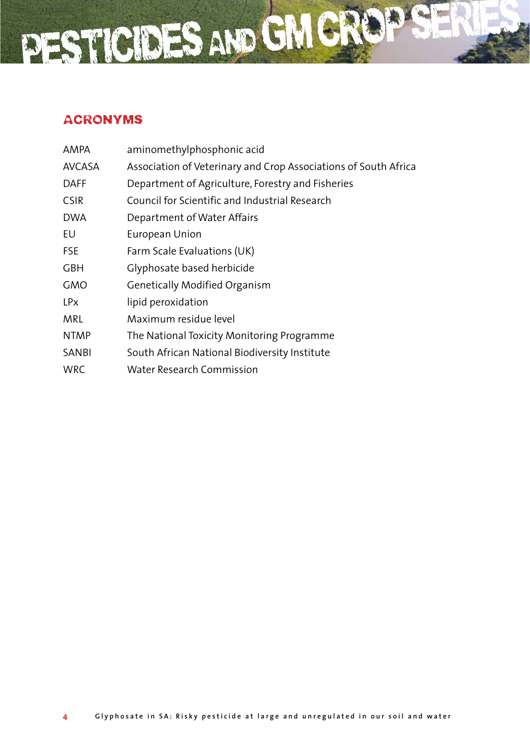## ACRONYMS

| | |
|---|---|
| AMPA | aminomethylphosphonic acid |
| AVCASA | Association of Veterinary and Crop Associations of South Africa |
| DAFF | Department of Agriculture, Forestry and Fisheries |
| CSIR | Council for Scientific and Industrial Research |
| DWA | Department of Water Affairs |
| EU | European Union |
| FSE | Farm Scale Evaluations (UK) |
| GBH | Glyphosate based herbicide |
| GMO | Genetically Modified Organism |
| LPx | lipid peroxidation |
| MRL | Maximum residue level |
| NTMP | The National Toxicity Monitoring Programme |
| SANBI | South African National Biodiversity Institute |
| WRC | Water Research Commission |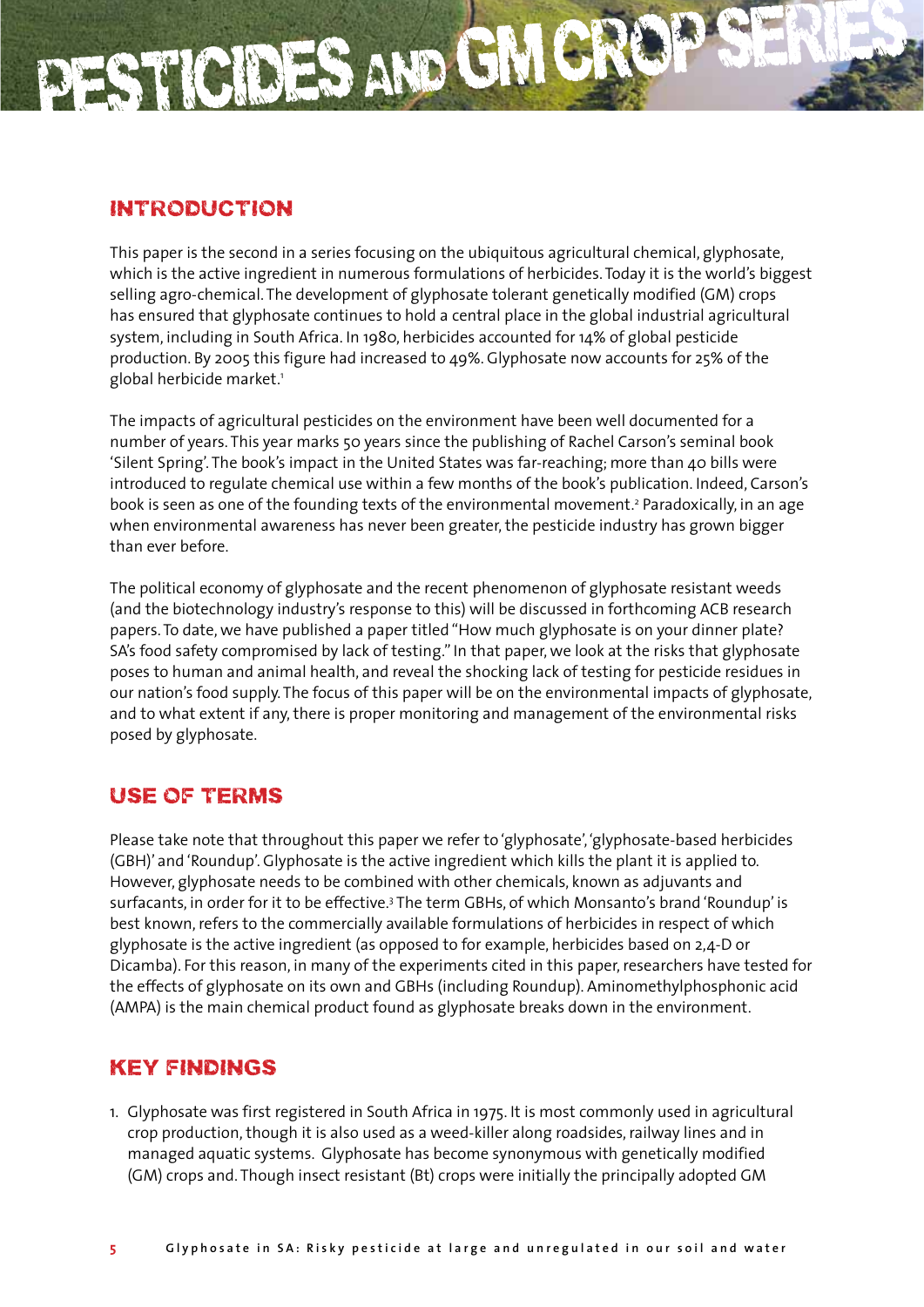## INTRODUCTION

This paper is the second in a series focusing on the ubiquitous agricultural chemical, glyphosate, which is the active ingredient in numerous formulations of herbicides. Today it is the world's biggest selling agro-chemical. The development of glyphosate tolerant genetically modified (GM) crops has ensured that glyphosate continues to hold a central place in the global industrial agricultural system, including in South Africa. In 1980, herbicides accounted for 14% of global pesticide production. By 2005 this figure had increased to 49%. Glyphosate now accounts for 25% of the global herbicide market.[1]

The impacts of agricultural pesticides on the environment have been well documented for a number of years. This year marks 50 years since the publishing of Rachel Carson's seminal book 'Silent Spring'. The book's impact in the United States was far-reaching; more than 40 bills were introduced to regulate chemical use within a few months of the book's publication. Indeed, Carson's book is seen as one of the founding texts of the environmental movement.[2] Paradoxically, in an age when environmental awareness has never been greater, the pesticide industry has grown bigger than ever before.

The political economy of glyphosate and the recent phenomenon of glyphosate resistant weeds (and the biotechnology industry's response to this) will be discussed in forthcoming ACB research papers. To date, we have published a paper titled "How much glyphosate is on your dinner plate? SA's food safety compromised by lack of testing." In that paper, we look at the risks that glyphosate poses to human and animal health, and reveal the shocking lack of testing for pesticide residues in our nation's food supply. The focus of this paper will be on the environmental impacts of glyphosate, and to what extent if any, there is proper monitoring and management of the environmental risks posed by glyphosate.

## USE OF TERMS

Please take note that throughout this paper we refer to 'glyphosate', 'glyphosate-based herbicides (GBH)' and 'Roundup'. Glyphosate is the active ingredient which kills the plant it is applied to. However, glyphosate needs to be combined with other chemicals, known as adjuvants and surfacants, in order for it to be effective.[3] The term GBHs, of which Monsanto's brand 'Roundup' is best known, refers to the commercially available formulations of herbicides in respect of which glyphosate is the active ingredient (as opposed to for example, herbicides based on 2,4-D or Dicamba). For this reason, in many of the experiments cited in this paper, researchers have tested for the effects of glyphosate on its own and GBHs (including Roundup). Aminomethylphosphonic acid (AMPA) is the main chemical product found as glyphosate breaks down in the environment.

## KEY FINDINGS

1. Glyphosate was first registered in South Africa in 1975. It is most commonly used in agricultural crop production, though it is also used as a weed-killer along roadsides, railway lines and in managed aquatic systems. Glyphosate has become synonymous with genetically modified (GM) crops and. Though insect resistant (Bt) crops were initially the principally adopted GM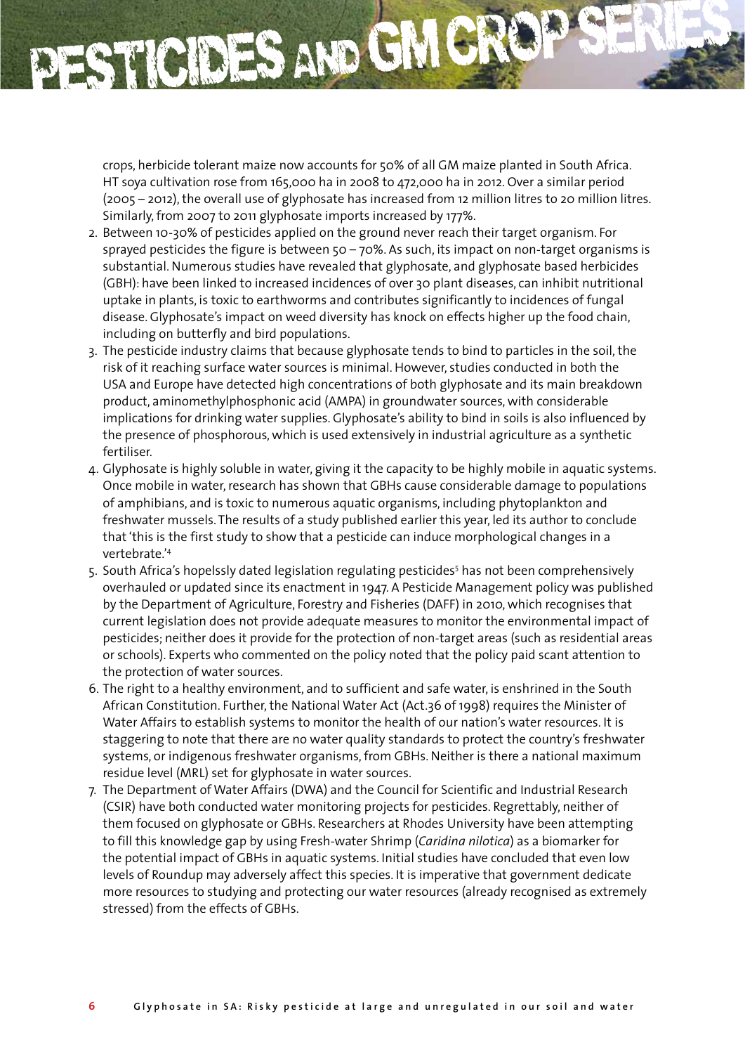crops, herbicide tolerant maize now accounts for 50% of all GM maize planted in South Africa. HT soya cultivation rose from 165,000 ha in 2008 to 472,000 ha in 2012. Over a similar period (2005 – 2012), the overall use of glyphosate has increased from 12 million litres to 20 million litres. Similarly, from 2007 to 2011 glyphosate imports increased by 177%.

2. Between 10-30% of pesticides applied on the ground never reach their target organism. For sprayed pesticides the figure is between 50 – 70%. As such, its impact on non-target organisms is substantial. Numerous studies have revealed that glyphosate, and glyphosate based herbicides (GBH): have been linked to increased incidences of over 30 plant diseases, can inhibit nutritional uptake in plants, is toxic to earthworms and contributes significantly to incidences of fungal disease. Glyphosate's impact on weed diversity has knock on effects higher up the food chain, including on butterfly and bird populations.
3. The pesticide industry claims that because glyphosate tends to bind to particles in the soil, the risk of it reaching surface water sources is minimal. However, studies conducted in both the USA and Europe have detected high concentrations of both glyphosate and its main breakdown product, aminomethylphosphonic acid (AMPA) in groundwater sources, with considerable implications for drinking water supplies. Glyphosate's ability to bind in soils is also influenced by the presence of phosphorous, which is used extensively in industrial agriculture as a synthetic fertiliser.
4. Glyphosate is highly soluble in water, giving it the capacity to be highly mobile in aquatic systems. Once mobile in water, research has shown that GBHs cause considerable damage to populations of amphibians, and is toxic to numerous aquatic organisms, including phytoplankton and freshwater mussels. The results of a study published earlier this year, led its author to conclude that 'this is the first study to show that a pesticide can induce morphological changes in a vertebrate.'[4]
5. South Africa's hopelssly dated legislation regulating pesticides[5] has not been comprehensively overhauled or updated since its enactment in 1947. A Pesticide Management policy was published by the Department of Agriculture, Forestry and Fisheries (DAFF) in 2010, which recognises that current legislation does not provide adequate measures to monitor the environmental impact of pesticides; neither does it provide for the protection of non-target areas (such as residential areas or schools). Experts who commented on the policy noted that the policy paid scant attention to the protection of water sources.
6. The right to a healthy environment, and to sufficient and safe water, is enshrined in the South African Constitution. Further, the National Water Act (Act.36 of 1998) requires the Minister of Water Affairs to establish systems to monitor the health of our nation's water resources. It is staggering to note that there are no water quality standards to protect the country's freshwater systems, or indigenous freshwater organisms, from GBHs. Neither is there a national maximum residue level (MRL) set for glyphosate in water sources.
7. The Department of Water Affairs (DWA) and the Council for Scientific and Industrial Research (CSIR) have both conducted water monitoring projects for pesticides. Regrettably, neither of them focused on glyphosate or GBHs. Researchers at Rhodes University have been attempting to fill this knowledge gap by using Fresh-water Shrimp (*Caridina nilotica*) as a biomarker for the potential impact of GBHs in aquatic systems. Initial studies have concluded that even low levels of Roundup may adversely affect this species. It is imperative that government dedicate more resources to studying and protecting our water resources (already recognised as extremely stressed) from the effects of GBHs.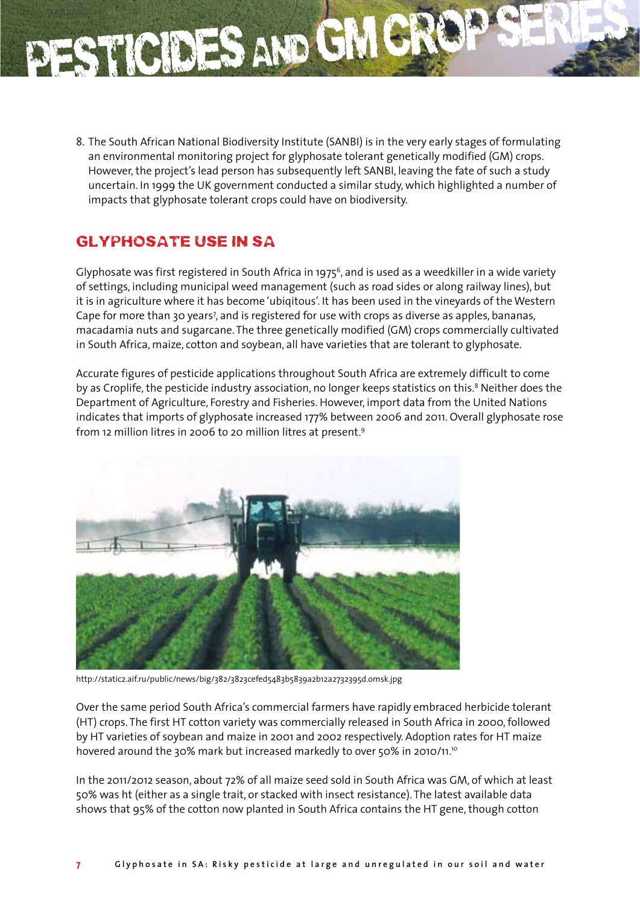8. The South African National Biodiversity Institute (SANBI) is in the very early stages of formulating an environmental monitoring project for glyphosate tolerant genetically modified (GM) crops. However, the project's lead person has subsequently left SANBI, leaving the fate of such a study uncertain. In 1999 the UK government conducted a similar study, which highlighted a number of impacts that glyphosate tolerant crops could have on biodiversity.

## GLYPHOSATE USE IN SA

Glyphosate was first registered in South Africa in 1975[6], and is used as a weedkiller in a wide variety of settings, including municipal weed management (such as road sides or along railway lines), but it is in agriculture where it has become 'ubiqitous'. It has been used in the vineyards of the Western Cape for more than 30 years[7], and is registered for use with crops as diverse as apples, bananas, macadamia nuts and sugarcane. The three genetically modified (GM) crops commercially cultivated in South Africa, maize, cotton and soybean, all have varieties that are tolerant to glyphosate.

Accurate figures of pesticide applications throughout South Africa are extremely difficult to come by as Croplife, the pesticide industry association, no longer keeps statistics on this.[8] Neither does the Department of Agriculture, Forestry and Fisheries. However, import data from the United Nations indicates that imports of glyphosate increased 177% between 2006 and 2011. Overall glyphosate rose from 12 million litres in 2006 to 20 million litres at present.[9]

http://static2.aif.ru/public/news/big/382/3823cefed5483b5839a2b12a2732395d.omsk.jpg

Over the same period South Africa's commercial farmers have rapidly embraced herbicide tolerant (HT) crops. The first HT cotton variety was commercially released in South Africa in 2000, followed by HT varieties of soybean and maize in 2001 and 2002 respectively. Adoption rates for HT maize hovered around the 30% mark but increased markedly to over 50% in 2010/11.[10]

In the 2011/2012 season, about 72% of all maize seed sold in South Africa was GM, of which at least 50% was ht (either as a single trait, or stacked with insect resistance). The latest available data shows that 95% of the cotton now planted in South Africa contains the HT gene, though cotton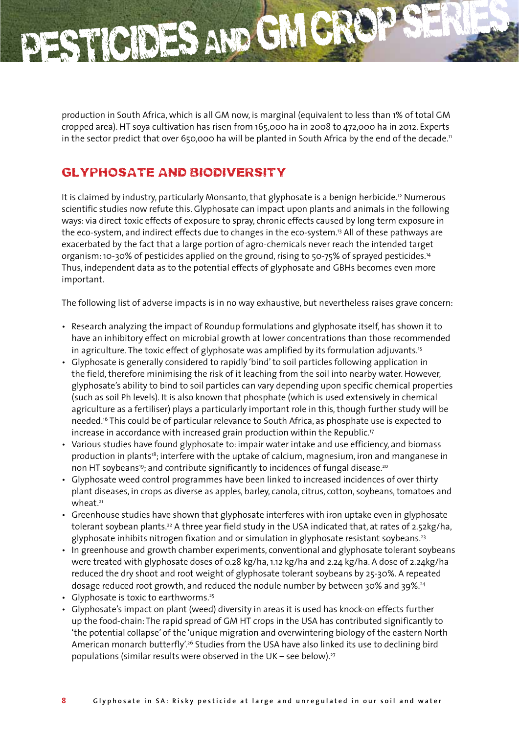production in South Africa, which is all GM now, is marginal (equivalent to less than 1% of total GM cropped area). HT soya cultivation has risen from 165,000 ha in 2008 to 472,000 ha in 2012. Experts in the sector predict that over 650,000 ha will be planted in South Africa by the end of the decade.[11]

## GLYPHOSATE AND BIODIVERSITY

It is claimed by industry, particularly Monsanto, that glyphosate is a benign herbicide.[12] Numerous scientific studies now refute this. Glyphosate can impact upon plants and animals in the following ways: via direct toxic effects of exposure to spray, chronic effects caused by long term exposure in the eco-system, and indirect effects due to changes in the eco-system.[13] All of these pathways are exacerbated by the fact that a large portion of agro-chemicals never reach the intended target organism: 10-30% of pesticides applied on the ground, rising to 50-75% of sprayed pesticides.[14] Thus, independent data as to the potential effects of glyphosate and GBHs becomes even more important.

The following list of adverse impacts is in no way exhaustive, but nevertheless raises grave concern:

- Research analyzing the impact of Roundup formulations and glyphosate itself, has shown it to have an inhibitory effect on microbial growth at lower concentrations than those recommended in agriculture. The toxic effect of glyphosate was amplified by its formulation adjuvants.[15]
- Glyphosate is generally considered to rapidly 'bind' to soil particles following application in the field, therefore minimising the risk of it leaching from the soil into nearby water. However, glyphosate's ability to bind to soil particles can vary depending upon specific chemical properties (such as soil Ph levels). It is also known that phosphate (which is used extensively in chemical agriculture as a fertiliser) plays a particularly important role in this, though further study will be needed.[16] This could be of particular relevance to South Africa, as phosphate use is expected to increase in accordance with increased grain production within the Republic.[17]
- Various studies have found glyphosate to: impair water intake and use efficiency, and biomass production in plants[18]; interfere with the uptake of calcium, magnesium, iron and manganese in non HT soybeans[19]; and contribute significantly to incidences of fungal disease.[20]
- Glyphosate weed control programmes have been linked to increased incidences of over thirty plant diseases, in crops as diverse as apples, barley, canola, citrus, cotton, soybeans, tomatoes and wheat.[21]
- Greenhouse studies have shown that glyphosate interferes with iron uptake even in glyphosate tolerant soybean plants.[22] A three year field study in the USA indicated that, at rates of 2.52kg/ha, glyphosate inhibits nitrogen fixation and or simulation in glyphosate resistant soybeans.[23]
- In greenhouse and growth chamber experiments, conventional and glyphosate tolerant soybeans were treated with glyphosate doses of 0.28 kg/ha, 1.12 kg/ha and 2.24 kg/ha. A dose of 2.24kg/ha reduced the dry shoot and root weight of glyphosate tolerant soybeans by 25-30%. A repeated dosage reduced root growth, and reduced the nodule number by between 30% and 39%.[24]
- Glyphosate is toxic to earthworms.[25]
- Glyphosate's impact on plant (weed) diversity in areas it is used has knock-on effects further up the food-chain: The rapid spread of GM HT crops in the USA has contributed significantly to 'the potential collapse' of the 'unique migration and overwintering biology of the eastern North American monarch butterfly'.[26] Studies from the USA have also linked its use to declining bird populations (similar results were observed in the UK – see below).[27]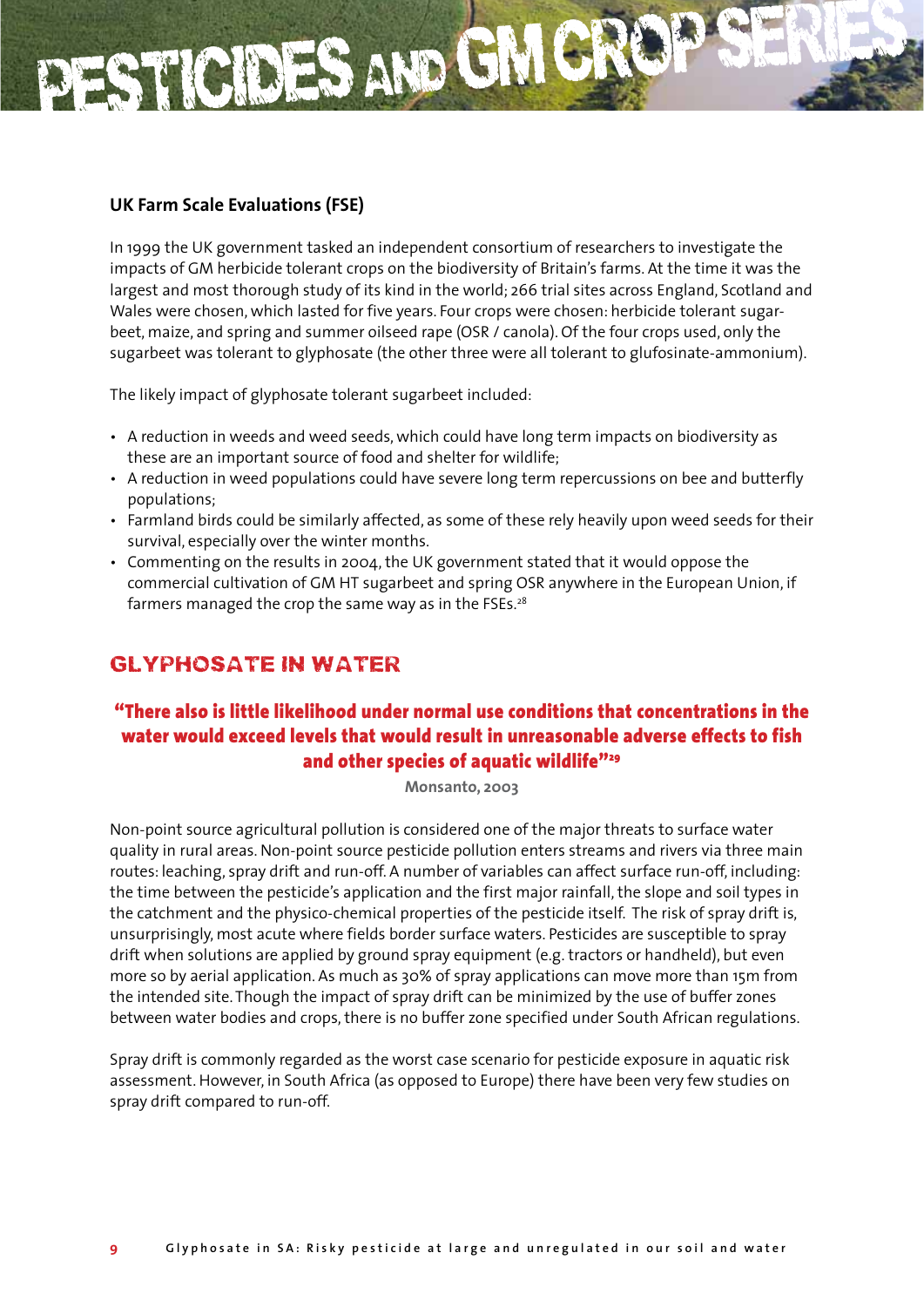### UK Farm Scale Evaluations (FSE)

In 1999 the UK government tasked an independent consortium of researchers to investigate the impacts of GM herbicide tolerant crops on the biodiversity of Britain's farms. At the time it was the largest and most thorough study of its kind in the world; 266 trial sites across England, Scotland and Wales were chosen, which lasted for five years. Four crops were chosen: herbicide tolerant sugar-beet, maize, and spring and summer oilseed rape (OSR / canola). Of the four crops used, only the sugarbeet was tolerant to glyphosate (the other three were all tolerant to glufosinate-ammonium).

The likely impact of glyphosate tolerant sugarbeet included:

- A reduction in weeds and weed seeds, which could have long term impacts on biodiversity as these are an important source of food and shelter for wildlife;
- A reduction in weed populations could have severe long term repercussions on bee and butterfly populations;
- Farmland birds could be similarly affected, as some of these rely heavily upon weed seeds for their survival, especially over the winter months.
- Commenting on the results in 2004, the UK government stated that it would oppose the commercial cultivation of GM HT sugarbeet and spring OSR anywhere in the European Union, if farmers managed the crop the same way as in the FSEs.[28]

## GLYPHOSATE IN WATER

**"There also is little likelihood under normal use conditions that concentrations in the water would exceed levels that would result in unreasonable adverse effects to fish and other species of aquatic wildlife"[29]**

**Monsanto, 2003**

Non-point source agricultural pollution is considered one of the major threats to surface water quality in rural areas. Non-point source pesticide pollution enters streams and rivers via three main routes: leaching, spray drift and run-off. A number of variables can affect surface run-off, including: the time between the pesticide's application and the first major rainfall, the slope and soil types in the catchment and the physico-chemical properties of the pesticide itself. The risk of spray drift is, unsurprisingly, most acute where fields border surface waters. Pesticides are susceptible to spray drift when solutions are applied by ground spray equipment (e.g. tractors or handheld), but even more so by aerial application. As much as 30% of spray applications can move more than 15m from the intended site. Though the impact of spray drift can be minimized by the use of buffer zones between water bodies and crops, there is no buffer zone specified under South African regulations.

Spray drift is commonly regarded as the worst case scenario for pesticide exposure in aquatic risk assessment. However, in South Africa (as opposed to Europe) there have been very few studies on spray drift compared to run-off.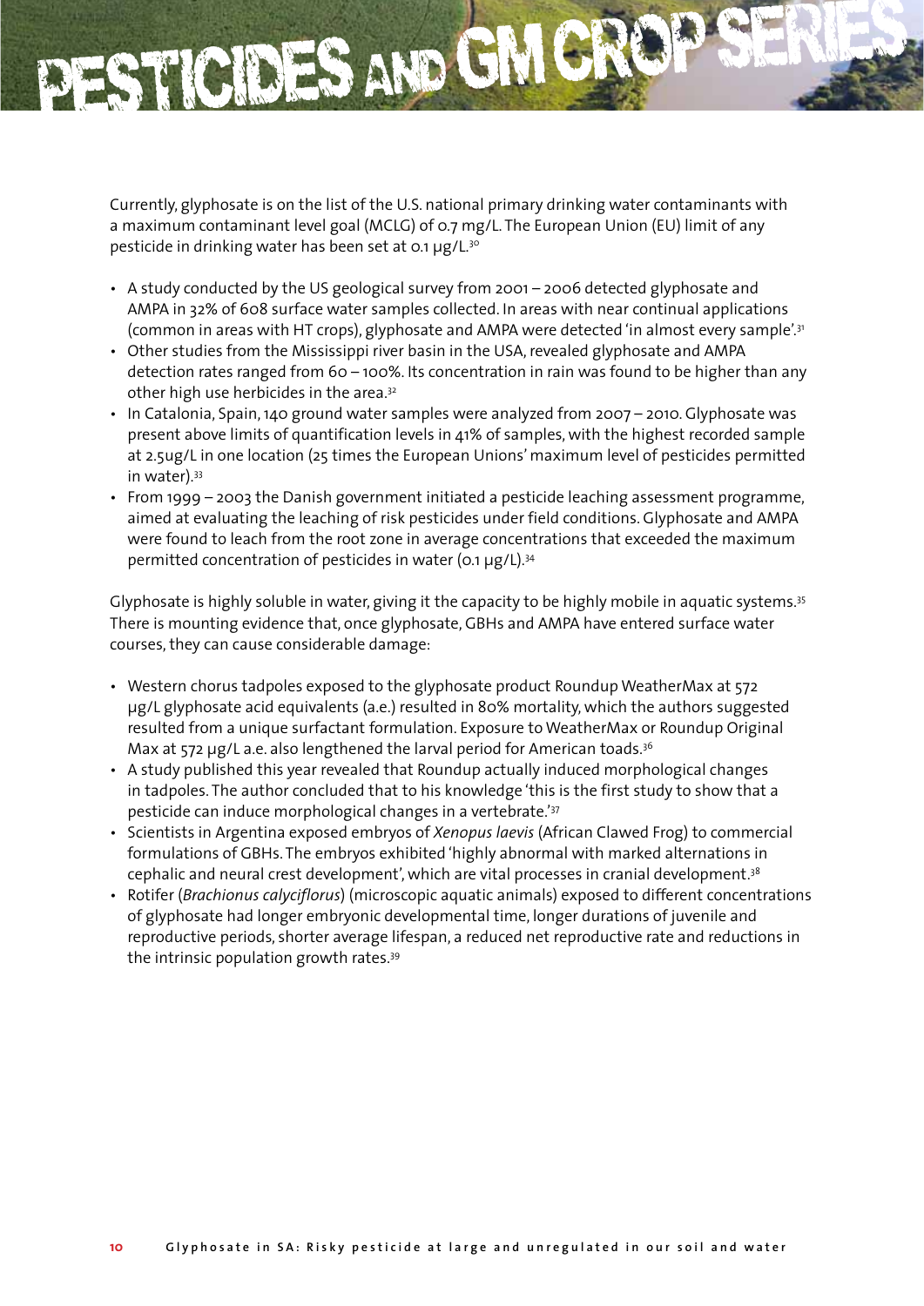Currently, glyphosate is on the list of the U.S. national primary drinking water contaminants with a maximum contaminant level goal (MCLG) of 0.7 mg/L. The European Union (EU) limit of any pesticide in drinking water has been set at 0.1 μg/L.[30]

- A study conducted by the US geological survey from 2001 – 2006 detected glyphosate and AMPA in 32% of 608 surface water samples collected. In areas with near continual applications (common in areas with HT crops), glyphosate and AMPA were detected 'in almost every sample'.[31]
- Other studies from the Mississippi river basin in the USA, revealed glyphosate and AMPA detection rates ranged from 60 – 100%. Its concentration in rain was found to be higher than any other high use herbicides in the area.[32]
- In Catalonia, Spain, 140 ground water samples were analyzed from 2007 – 2010. Glyphosate was present above limits of quantification levels in 41% of samples, with the highest recorded sample at 2.5ug/L in one location (25 times the European Unions' maximum level of pesticides permitted in water).[33]
- From 1999 – 2003 the Danish government initiated a pesticide leaching assessment programme, aimed at evaluating the leaching of risk pesticides under field conditions. Glyphosate and AMPA were found to leach from the root zone in average concentrations that exceeded the maximum permitted concentration of pesticides in water (0.1 μg/L).[34]

Glyphosate is highly soluble in water, giving it the capacity to be highly mobile in aquatic systems.[35] There is mounting evidence that, once glyphosate, GBHs and AMPA have entered surface water courses, they can cause considerable damage:

- Western chorus tadpoles exposed to the glyphosate product Roundup WeatherMax at 572 μg/L glyphosate acid equivalents (a.e.) resulted in 80% mortality, which the authors suggested resulted from a unique surfactant formulation. Exposure to WeatherMax or Roundup Original Max at 572 μg/L a.e. also lengthened the larval period for American toads.[36]
- A study published this year revealed that Roundup actually induced morphological changes in tadpoles. The author concluded that to his knowledge 'this is the first study to show that a pesticide can induce morphological changes in a vertebrate.'[37]
- Scientists in Argentina exposed embryos of *Xenopus laevis* (African Clawed Frog) to commercial formulations of GBHs. The embryos exhibited 'highly abnormal with marked alternations in cephalic and neural crest development', which are vital processes in cranial development.[38]
- Rotifer (*Brachionus calyciflorus*) (microscopic aquatic animals) exposed to different concentrations of glyphosate had longer embryonic developmental time, longer durations of juvenile and reproductive periods, shorter average lifespan, a reduced net reproductive rate and reductions in the intrinsic population growth rates.[39]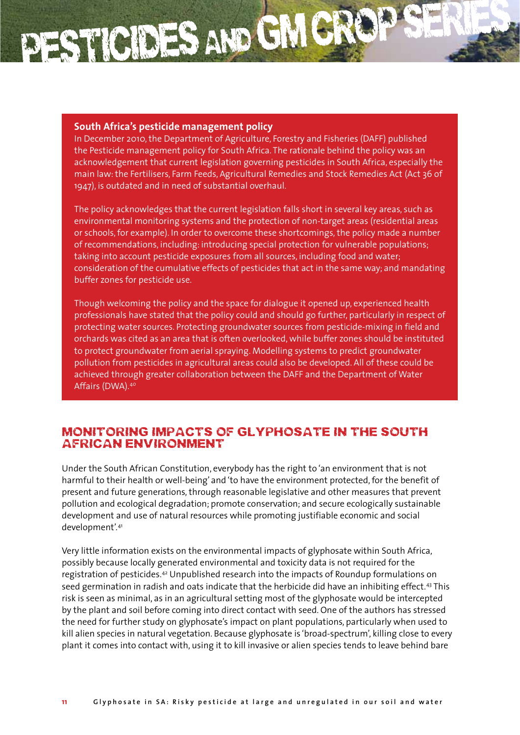**South Africa's pesticide management policy**

In December 2010, the Department of Agriculture, Forestry and Fisheries (DAFF) published the Pesticide management policy for South Africa. The rationale behind the policy was an acknowledgement that current legislation governing pesticides in South Africa, especially the main law: the Fertilisers, Farm Feeds, Agricultural Remedies and Stock Remedies Act (Act 36 of 1947), is outdated and in need of substantial overhaul.

The policy acknowledges that the current legislation falls short in several key areas, such as environmental monitoring systems and the protection of non-target areas (residential areas or schools, for example). In order to overcome these shortcomings, the policy made a number of recommendations, including: introducing special protection for vulnerable populations; taking into account pesticide exposures from all sources, including food and water; consideration of the cumulative effects of pesticides that act in the same way; and mandating buffer zones for pesticide use.

Though welcoming the policy and the space for dialogue it opened up, experienced health professionals have stated that the policy could and should go further, particularly in respect of protecting water sources. Protecting groundwater sources from pesticide-mixing in field and orchards was cited as an area that is often overlooked, while buffer zones should be instituted to protect groundwater from aerial spraying. Modelling systems to predict groundwater pollution from pesticides in agricultural areas could also be developed. All of these could be achieved through greater collaboration between the DAFF and the Department of Water Affairs (DWA).[40]

## MONITORING IMPACTS OF GLYPHOSATE IN THE SOUTH AFRICAN ENVIRONMENT

Under the South African Constitution, everybody has the right to 'an environment that is not harmful to their health or well-being' and 'to have the environment protected, for the benefit of present and future generations, through reasonable legislative and other measures that prevent pollution and ecological degradation; promote conservation; and secure ecologically sustainable development and use of natural resources while promoting justifiable economic and social development'.[41]

Very little information exists on the environmental impacts of glyphosate within South Africa, possibly because locally generated environmental and toxicity data is not required for the registration of pesticides.[42] Unpublished research into the impacts of Roundup formulations on seed germination in radish and oats indicate that the herbicide did have an inhibiting effect.[43] This risk is seen as minimal, as in an agricultural setting most of the glyphosate would be intercepted by the plant and soil before coming into direct contact with seed. One of the authors has stressed the need for further study on glyphosate's impact on plant populations, particularly when used to kill alien species in natural vegetation. Because glyphosate is 'broad-spectrum', killing close to every plant it comes into contact with, using it to kill invasive or alien species tends to leave behind bare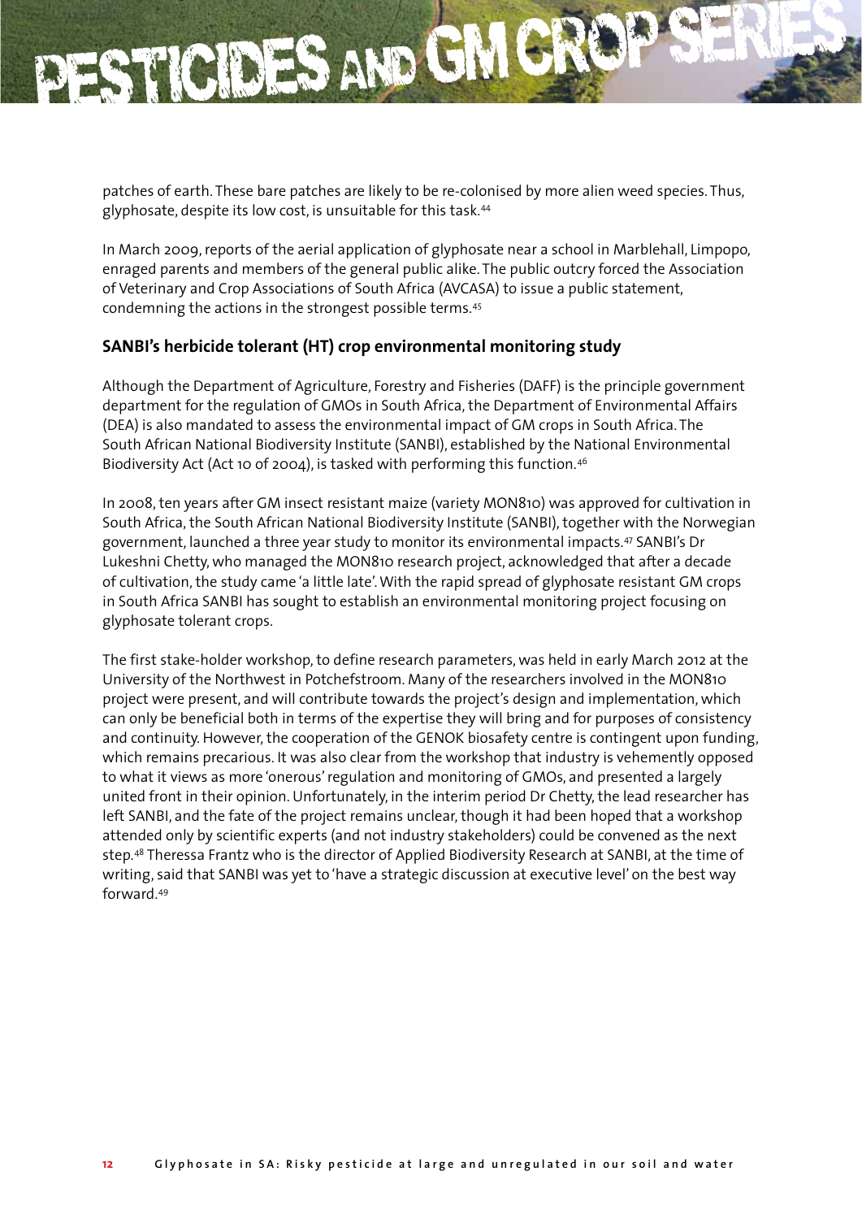patches of earth. These bare patches are likely to be re-colonised by more alien weed species. Thus, glyphosate, despite its low cost, is unsuitable for this task.[44]

In March 2009, reports of the aerial application of glyphosate near a school in Marblehall, Limpopo, enraged parents and members of the general public alike. The public outcry forced the Association of Veterinary and Crop Associations of South Africa (AVCASA) to issue a public statement, condemning the actions in the strongest possible terms.[45]

## SANBI's herbicide tolerant (HT) crop environmental monitoring study

Although the Department of Agriculture, Forestry and Fisheries (DAFF) is the principle government department for the regulation of GMOs in South Africa, the Department of Environmental Affairs (DEA) is also mandated to assess the environmental impact of GM crops in South Africa. The South African National Biodiversity Institute (SANBI), established by the National Environmental Biodiversity Act (Act 10 of 2004), is tasked with performing this function.[46]

In 2008, ten years after GM insect resistant maize (variety MON810) was approved for cultivation in South Africa, the South African National Biodiversity Institute (SANBI), together with the Norwegian government, launched a three year study to monitor its environmental impacts.[47] SANBI's Dr Lukeshni Chetty, who managed the MON810 research project, acknowledged that after a decade of cultivation, the study came 'a little late'. With the rapid spread of glyphosate resistant GM crops in South Africa SANBI has sought to establish an environmental monitoring project focusing on glyphosate tolerant crops.

The first stake-holder workshop, to define research parameters, was held in early March 2012 at the University of the Northwest in Potchefstroom. Many of the researchers involved in the MON810 project were present, and will contribute towards the project's design and implementation, which can only be beneficial both in terms of the expertise they will bring and for purposes of consistency and continuity. However, the cooperation of the GENOK biosafety centre is contingent upon funding, which remains precarious. It was also clear from the workshop that industry is vehemently opposed to what it views as more 'onerous' regulation and monitoring of GMOs, and presented a largely united front in their opinion. Unfortunately, in the interim period Dr Chetty, the lead researcher has left SANBI, and the fate of the project remains unclear, though it had been hoped that a workshop attended only by scientific experts (and not industry stakeholders) could be convened as the next step.[48] Theressa Frantz who is the director of Applied Biodiversity Research at SANBI, at the time of writing, said that SANBI was yet to 'have a strategic discussion at executive level' on the best way forward.[49]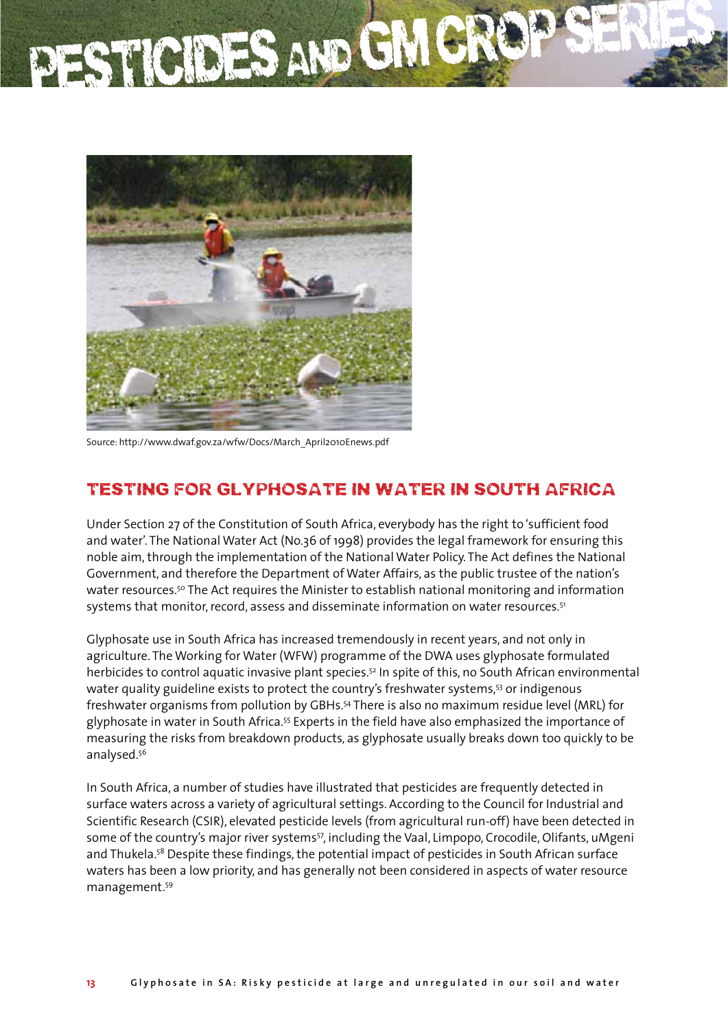Source: http://www.dwaf.gov.za/wfw/Docs/March_April2010Enews.pdf

## TESTING FOR GLYPHOSATE IN WATER IN SOUTH AFRICA

Under Section 27 of the Constitution of South Africa, everybody has the right to 'sufficient food and water'. The National Water Act (No.36 of 1998) provides the legal framework for ensuring this noble aim, through the implementation of the National Water Policy. The Act defines the National Government, and therefore the Department of Water Affairs, as the public trustee of the nation's water resources.[50] The Act requires the Minister to establish national monitoring and information systems that monitor, record, assess and disseminate information on water resources.[51]

Glyphosate use in South Africa has increased tremendously in recent years, and not only in agriculture. The Working for Water (WFW) programme of the DWA uses glyphosate formulated herbicides to control aquatic invasive plant species.[52] In spite of this, no South African environmental water quality guideline exists to protect the country's freshwater systems,[53] or indigenous freshwater organisms from pollution by GBHs.[54] There is also no maximum residue level (MRL) for glyphosate in water in South Africa.[55] Experts in the field have also emphasized the importance of measuring the risks from breakdown products, as glyphosate usually breaks down too quickly to be analysed.[56]

In South Africa, a number of studies have illustrated that pesticides are frequently detected in surface waters across a variety of agricultural settings. According to the Council for Industrial and Scientific Research (CSIR), elevated pesticide levels (from agricultural run-off) have been detected in some of the country's major river systems[57], including the Vaal, Limpopo, Crocodile, Olifants, uMgeni and Thukela.[58] Despite these findings, the potential impact of pesticides in South African surface waters has been a low priority, and has generally not been considered in aspects of water resource management.[59]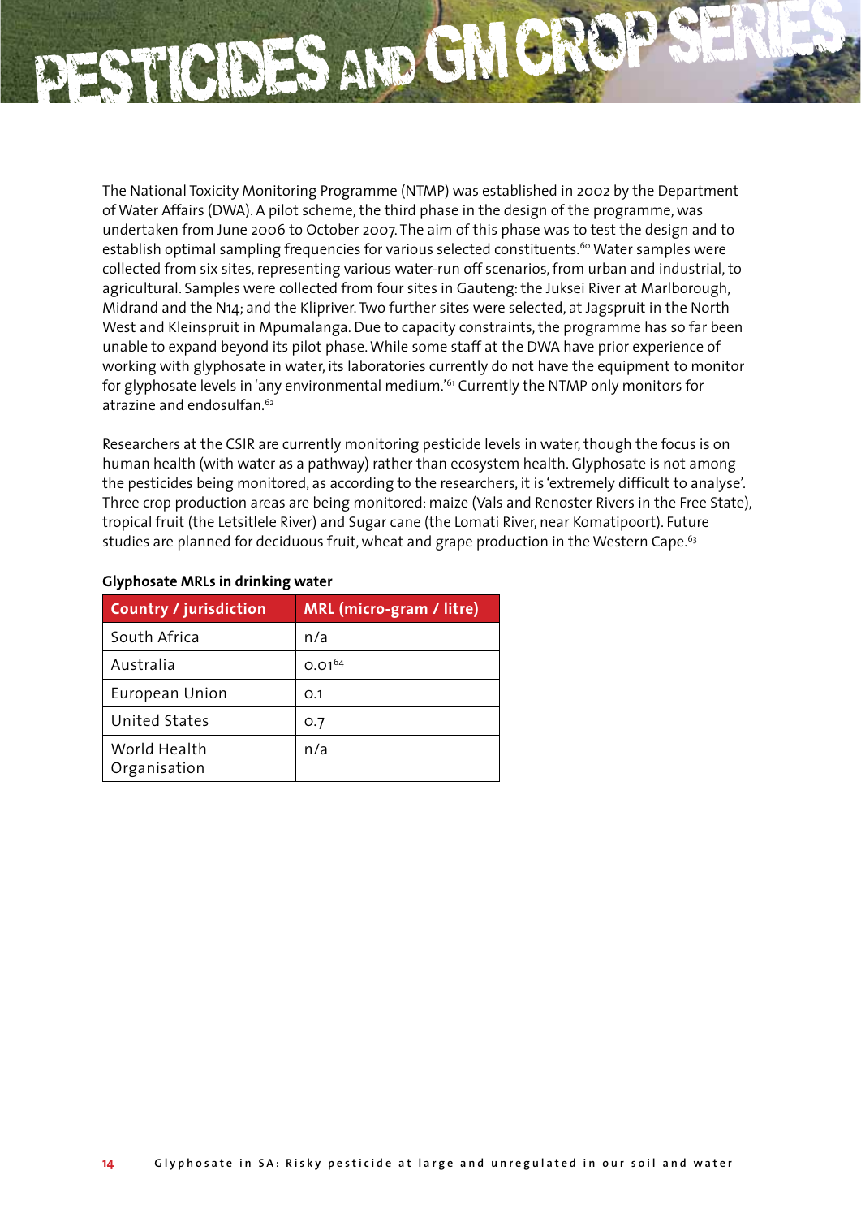The National Toxicity Monitoring Programme (NTMP) was established in 2002 by the Department of Water Affairs (DWA). A pilot scheme, the third phase in the design of the programme, was undertaken from June 2006 to October 2007. The aim of this phase was to test the design and to establish optimal sampling frequencies for various selected constituents.[60] Water samples were collected from six sites, representing various water-run off scenarios, from urban and industrial, to agricultural. Samples were collected from four sites in Gauteng: the Juksei River at Marlborough, Midrand and the N14; and the Klipriver. Two further sites were selected, at Jagspruit in the North West and Kleinspruit in Mpumalanga. Due to capacity constraints, the programme has so far been unable to expand beyond its pilot phase. While some staff at the DWA have prior experience of working with glyphosate in water, its laboratories currently do not have the equipment to monitor for glyphosate levels in 'any environmental medium.'[61] Currently the NTMP only monitors for atrazine and endosulfan.[62]

Researchers at the CSIR are currently monitoring pesticide levels in water, though the focus is on human health (with water as a pathway) rather than ecosystem health. Glyphosate is not among the pesticides being monitored, as according to the researchers, it is 'extremely difficult to analyse'. Three crop production areas are being monitored: maize (Vals and Renoster Rivers in the Free State), tropical fruit (the Letsitlele River) and Sugar cane (the Lomati River, near Komatipoort). Future studies are planned for deciduous fruit, wheat and grape production in the Western Cape.[63]

**Glyphosate MRLs in drinking water**

| Country / jurisdiction | MRL (micro-gram / litre) |
|---|---|
| South Africa | n/a |
| Australia | 0.01[64] |
| European Union | 0.1 |
| United States | 0.7 |
| World Health Organisation | n/a |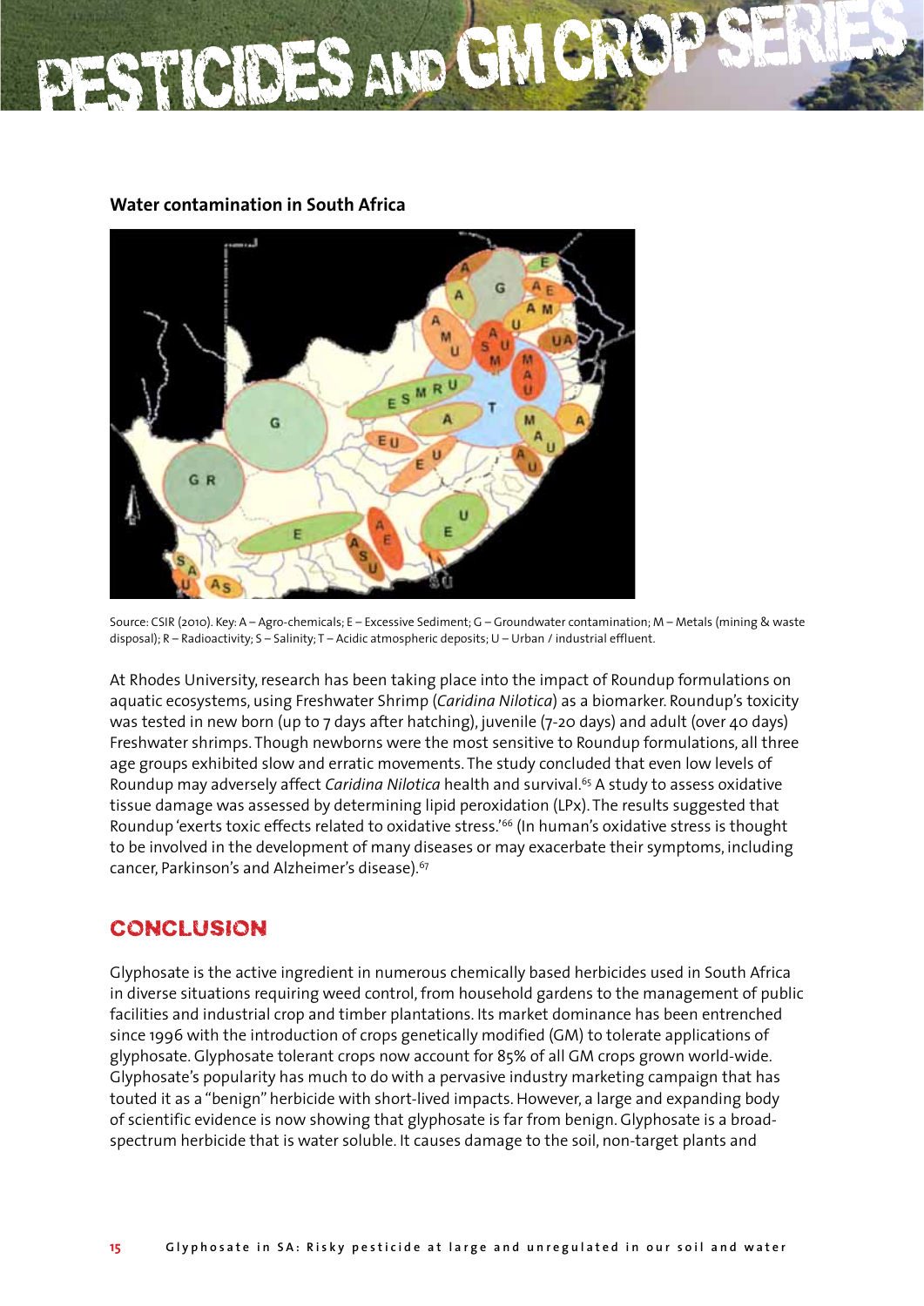**Water contamination in South Africa**

Source: CSIR (2010). Key: A – Agro-chemicals; E – Excessive Sediment; G – Groundwater contamination; M – Metals (mining & waste disposal); R – Radioactivity; S – Salinity; T – Acidic atmospheric deposits; U – Urban / industrial effluent.

At Rhodes University, research has been taking place into the impact of Roundup formulations on aquatic ecosystems, using Freshwater Shrimp (*Caridina Nilotica*) as a biomarker. Roundup's toxicity was tested in new born (up to 7 days after hatching), juvenile (7-20 days) and adult (over 40 days) Freshwater shrimps. Though newborns were the most sensitive to Roundup formulations, all three age groups exhibited slow and erratic movements. The study concluded that even low levels of Roundup may adversely affect *Caridina Nilotica* health and survival.[65] A study to assess oxidative tissue damage was assessed by determining lipid peroxidation (LPx). The results suggested that Roundup 'exerts toxic effects related to oxidative stress.'[66] (In human's oxidative stress is thought to be involved in the development of many diseases or may exacerbate their symptoms, including cancer, Parkinson's and Alzheimer's disease).[67]

## CONCLUSION

Glyphosate is the active ingredient in numerous chemically based herbicides used in South Africa in diverse situations requiring weed control, from household gardens to the management of public facilities and industrial crop and timber plantations. Its market dominance has been entrenched since 1996 with the introduction of crops genetically modified (GM) to tolerate applications of glyphosate. Glyphosate tolerant crops now account for 85% of all GM crops grown world-wide. Glyphosate's popularity has much to do with a pervasive industry marketing campaign that has touted it as a "benign" herbicide with short-lived impacts. However, a large and expanding body of scientific evidence is now showing that glyphosate is far from benign. Glyphosate is a broad-spectrum herbicide that is water soluble. It causes damage to the soil, non-target plants and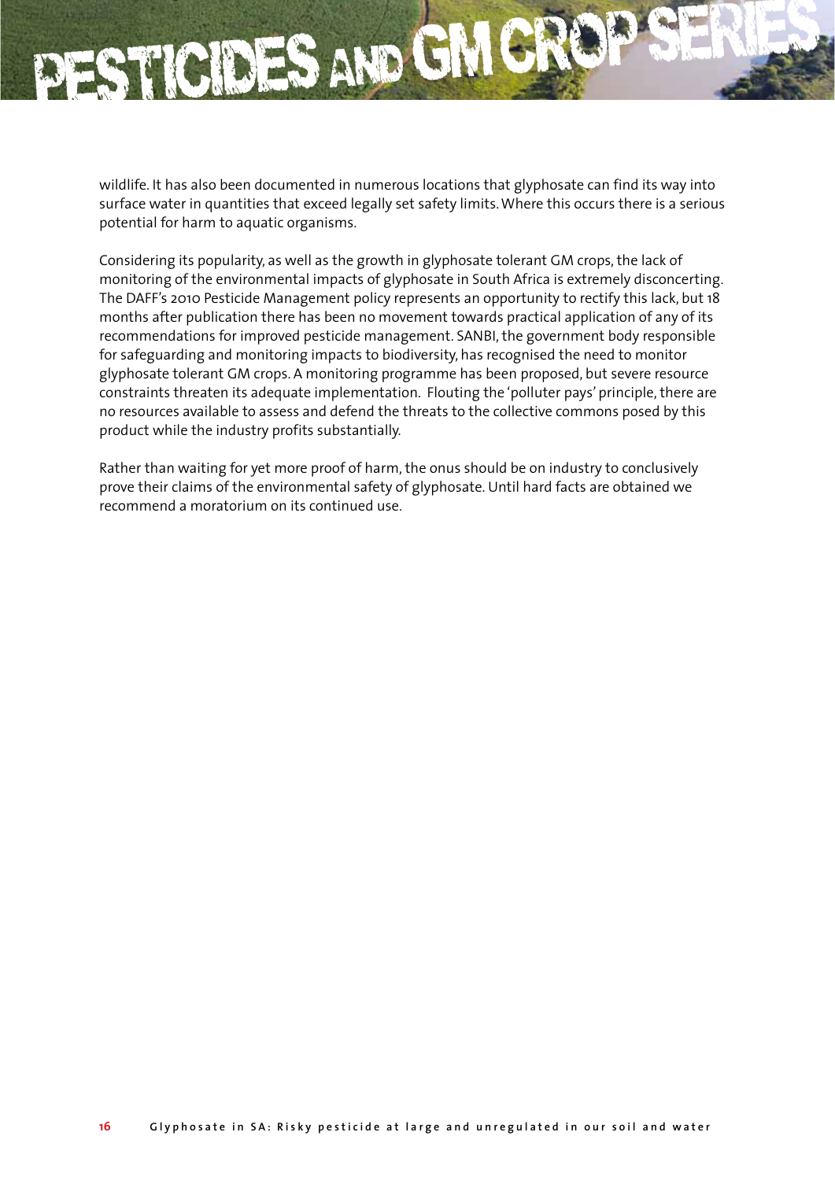wildlife. It has also been documented in numerous locations that glyphosate can find its way into surface water in quantities that exceed legally set safety limits. Where this occurs there is a serious potential for harm to aquatic organisms.

Considering its popularity, as well as the growth in glyphosate tolerant GM crops, the lack of monitoring of the environmental impacts of glyphosate in South Africa is extremely disconcerting. The DAFF's 2010 Pesticide Management policy represents an opportunity to rectify this lack, but 18 months after publication there has been no movement towards practical application of any of its recommendations for improved pesticide management. SANBI, the government body responsible for safeguarding and monitoring impacts to biodiversity, has recognised the need to monitor glyphosate tolerant GM crops. A monitoring programme has been proposed, but severe resource constraints threaten its adequate implementation. Flouting the 'polluter pays' principle, there are no resources available to assess and defend the threats to the collective commons posed by this product while the industry profits substantially.

Rather than waiting for yet more proof of harm, the onus should be on industry to conclusively prove their claims of the environmental safety of glyphosate. Until hard facts are obtained we recommend a moratorium on its continued use.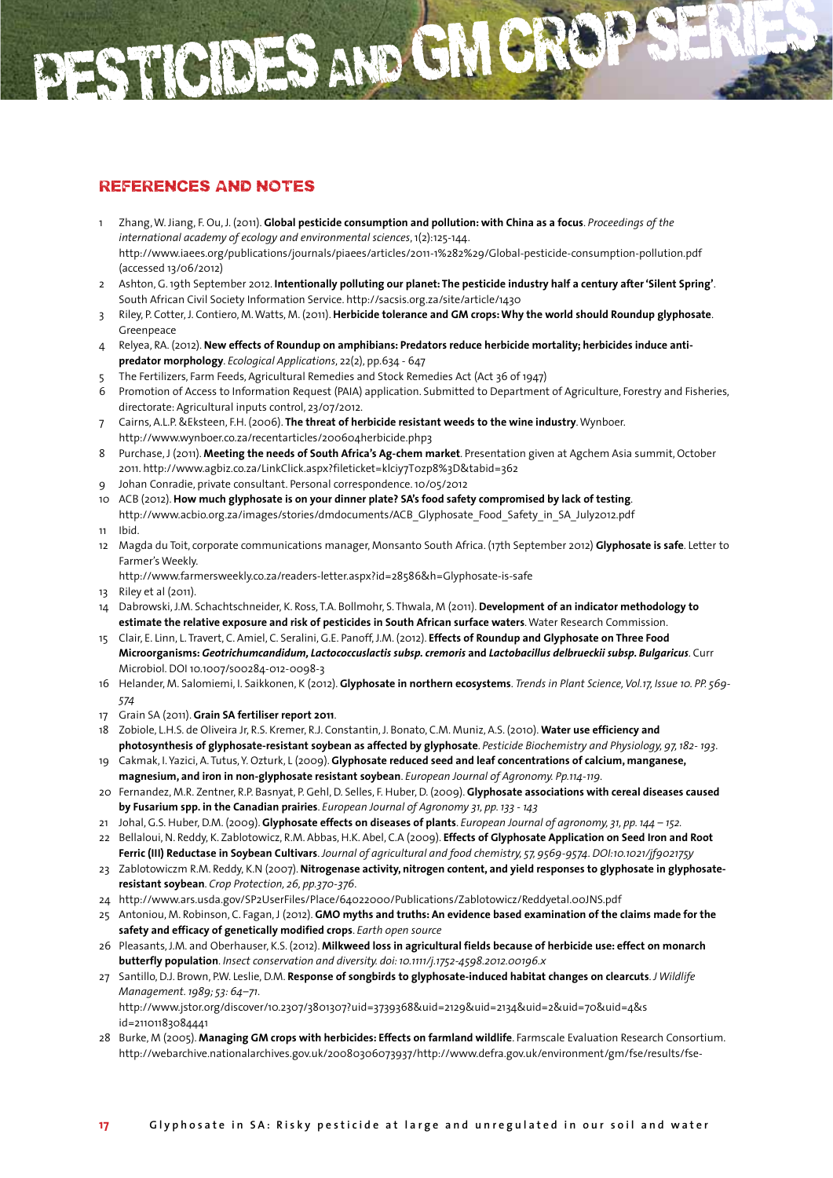## REFERENCES AND NOTES

1. Zhang, W. Jiang, F. Ou, J. (2011). **Global pesticide consumption and pollution: with China as a focus**. *Proceedings of the international academy of ecology and environmental sciences*, 1(2):125-144. http://www.iaees.org/publications/journals/piaees/articles/2011-1%282%29/Global-pesticide-consumption-pollution.pdf (accessed 13/06/2012)
2. Ashton, G. 19th September 2012. **Intentionally polluting our planet: The pesticide industry half a century after 'Silent Spring'**. South African Civil Society Information Service. http://sacsis.org.za/site/article/1430
3. Riley, P. Cotter, J. Contiero, M. Watts, M. (2011). **Herbicide tolerance and GM crops: Why the world should Roundup glyphosate**. Greenpeace
4. Relyea, RA. (2012). **New effects of Roundup on amphibians: Predators reduce herbicide mortality; herbicides induce anti-predator morphology**. *Ecological Applications*, 22(2), pp.634 - 647
5. The Fertilizers, Farm Feeds, Agricultural Remedies and Stock Remedies Act (Act 36 of 1947)
6. Promotion of Access to Information Request (PAIA) application. Submitted to Department of Agriculture, Forestry and Fisheries, directorate: Agricultural inputs control, 23/07/2012.
7. Cairns, A.L.P. &Eksteen, F.H. (2006). **The threat of herbicide resistant weeds to the wine industry**. Wynboer. http://www.wynboer.co.za/recentarticles/200604herbicide.php3
8. Purchase, J (2011). **Meeting the needs of South Africa's Ag-chem market**. Presentation given at Agchem Asia summit, October 2011. http://www.agbiz.co.za/LinkClick.aspx?fileticket=klciy7Tozp8%3D&tabid=362
9. Johan Conradie, private consultant. Personal correspondence. 10/05/2012
10. ACB (2012). **How much glyphosate is on your dinner plate? SA's food safety compromised by lack of testing**. http://www.acbio.org.za/images/stories/dmdocuments/ACB_Glyphosate_Food_Safety_in_SA_July2012.pdf
11. Ibid.
12. Magda du Toit, corporate communications manager, Monsanto South Africa. (17th September 2012) **Glyphosate is safe**. Letter to Farmer's Weekly. http://www.farmersweekly.co.za/readers-letter.aspx?id=28586&h=Glyphosate-is-safe
13. Riley et al (2011).
14. Dabrowski, J.M. Schachtschneider, K. Ross, T.A. Bollmohr, S. Thwala, M (2011). **Development of an indicator methodology to estimate the relative exposure and risk of pesticides in South African surface waters**. Water Research Commission.
15. Clair, E. Linn, L. Travert, C. Amiel, C. Seralini, G.E. Panoff, J.M. (2012). **Effects of Roundup and Glyphosate on Three Food Microorganisms: *Geotrichumcandidum, Lactococcuslactis subsp. cremoris* and *Lactobacillus delbrueckii subsp. Bulgaricus***. Curr Microbiol. DOI 10.1007/s00284-012-0098-3
16. Helander, M. Salomiemi, I. Saikkonen, K (2012). **Glyphosate in northern ecosystems**. *Trends in Plant Science, Vol.17, Issue 10. PP. 569-574*
17. Grain SA (2011). **Grain SA fertiliser report 2011**.
18. Zobiole, L.H.S. de Oliveira Jr, R.S. Kremer, R.J. Constantin, J. Bonato, C.M. Muniz, A.S. (2010). **Water use efficiency and photosynthesis of glyphosate-resistant soybean as affected by glyphosate**. *Pesticide Biochemistry and Physiology, 97, 182- 193*.
19. Cakmak, I. Yazici, A. Tutus, Y. Ozturk, L (2009). **Glyphosate reduced seed and leaf concentrations of calcium, manganese, magnesium, and iron in non-glyphosate resistant soybean**. *European Journal of Agronomy. Pp.114-119*.
20. Fernandez, M.R. Zentner, R.P. Basnyat, P. Gehl, D. Selles, F. Huber, D. (2009). **Glyphosate associations with cereal diseases caused by Fusarium spp. in the Canadian prairies**. *European Journal of Agronomy 31, pp. 133 - 143*
21. Johal, G.S. Huber, D.M. (2009). **Glyphosate effects on diseases of plants**. *European Journal of agronomy, 31, pp. 144 – 152*.
22. Bellaloui, N. Reddy, K. Zablotowicz, R.M. Abbas, H.K. Abel, C.A (2009). **Effects of Glyphosate Application on Seed Iron and Root Ferric (III) Reductase in Soybean Cultivars**. *Journal of agricultural and food chemistry, 57, 9569-9574. DOI:10.1021/jf902175y*
23. Zablotowiczm R.M. Reddy, K.N (2007). **Nitrogenase activity, nitrogen content, and yield responses to glyphosate in glyphosate-resistant soybean**. *Crop Protection, 26, pp.370-376*.
24. http://www.ars.usda.gov/SP2UserFiles/Place/64022000/Publications/Zablotowicz/Reddyetal.00JNS.pdf
25. Antoniou, M. Robinson, C. Fagan, J (2012). **GMO myths and truths: An evidence based examination of the claims made for the safety and efficacy of genetically modified crops**. *Earth open source*
26. Pleasants, J.M. and Oberhauser, K.S. (2012). **Milkweed loss in agricultural fields because of herbicide use: effect on monarch butterfly population**. *Insect conservation and diversity. doi: 10.1111/j.1752-4598.2012.00196.x*
27. Santillo, D.J. Brown, P.W. Leslie, D.M. **Response of songbirds to glyphosate-induced habitat changes on clearcuts**. *J Wildlife Management. 1989; 53: 64–71*. http://www.jstor.org/discover/10.2307/3801307?uid=3739368&uid=2129&uid=2134&uid=2&uid=70&uid=4&sid=21101183084441
28. Burke, M (2005). **Managing GM crops with herbicides: Effects on farmland wildlife**. Farmscale Evaluation Research Consortium. http://webarchive.nationalarchives.gov.uk/20080306073937/http://www.defra.gov.uk/environment/gm/fse/results/fse-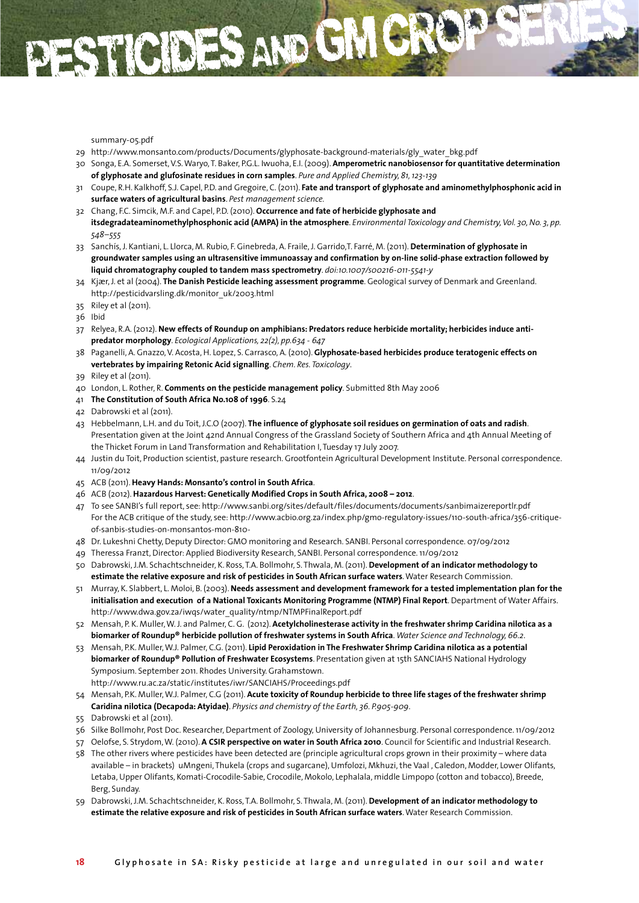summary-05.pdf

29 http://www.monsanto.com/products/Documents/glyphosate-background-materials/gly_water_bkg.pdf
30 Songa, E.A. Somerset, V.S. Waryo, T. Baker, P.G.L. Iwuoha, E.I. (2009). **Amperometric nanobiosensor for quantitative determination of glyphosate and glufosinate residues in corn samples**. *Pure and Applied Chemistry, 81, 123-139*
31 Coupe, R.H. Kalkhoff, S.J. Capel, P.D. and Gregoire, C. (2011). **Fate and transport of glyphosate and aminomethylphosphonic acid in surface waters of agricultural basins**. *Pest management science.*
32 Chang, F.C. Simcik, M.F. and Capel, P.D. (2010). **Occurrence and fate of herbicide glyphosate and itsdegradateaminomethylphosphonic acid (AMPA) in the atmosphere**. *Environmental Toxicology and Chemistry, Vol. 30, No. 3, pp. 548–555*
33 Sanchís, J. Kantiani, L. Llorca, M. Rubio, F. Ginebreda, A. Fraile, J. Garrido,T. Farré, M. (2011). **Determination of glyphosate in groundwater samples using an ultrasensitive immunoassay and confirmation by on-line solid-phase extraction followed by liquid chromatography coupled to tandem mass spectrometry**. *doi:10.1007/s00216-011-5541-y*
34 Kjær, J. et al (2004). **The Danish Pesticide leaching assessment programme**. Geological survey of Denmark and Greenland. http://pesticidvarsling.dk/monitor_uk/2003.html
35 Riley et al (2011).
36 Ibid
37 Relyea, R.A. (2012). **New effects of Roundup on amphibians: Predators reduce herbicide mortality; herbicides induce anti-predator morphology**. *Ecological Applications, 22(2), pp.634 - 647*
38 Paganelli, A. Gnazzo, V. Acosta, H. Lopez, S. Carrasco, A. (2010). **Glyphosate-based herbicides produce teratogenic effects on vertebrates by impairing Retonic Acid signalling**. *Chem. Res. Toxicology*.
39 Riley et al (2011).
40 London, L. Rother, R. **Comments on the pesticide management policy**. Submitted 8th May 2006
41 **The Constitution of South Africa No.108 of 1996**. S.24
42 Dabrowski et al (2011).
43 Hebbelmann, L.H. and du Toit, J.C.O (2007). **The influence of glyphosate soil residues on germination of oats and radish**. Presentation given at the Joint 42nd Annual Congress of the Grassland Society of Southern Africa and 4th Annual Meeting of the Thicket Forum in Land Transformation and Rehabilitation I, Tuesday 17 July 2007.
44 Justin du Toit, Production scientist, pasture research. Grootfontein Agricultural Development Institute. Personal correspondence. 11/09/2012
45 ACB (2011). **Heavy Hands: Monsanto's control in South Africa**.
46 ACB (2012). **Hazardous Harvest: Genetically Modified Crops in South Africa, 2008 – 2012**.
47 To see SANBI's full report, see: http://www.sanbi.org/sites/default/files/documents/documents/sanbimaizereportlr.pdf
For the ACB critique of the study, see: http://www.acbio.org.za/index.php/gmo-regulatory-issues/110-south-africa/356-critique-of-sanbis-studies-on-monsantos-mon-810-
48 Dr. Lukeshni Chetty, Deputy Director: GMO monitoring and Research. SANBI. Personal correspondence. 07/09/2012
49 Theressa Franzt, Director: Applied Biodiversity Research, SANBI. Personal correspondence. 11/09/2012
50 Dabrowski, J.M. Schachtschneider, K. Ross, T.A. Bollmohr, S. Thwala, M. (2011). **Development of an indicator methodology to estimate the relative exposure and risk of pesticides in South African surface waters**. Water Research Commission.
51 Murray, K. Slabbert, L. Moloi, B. (2003). **Needs assessment and development framework for a tested implementation plan for the initialisation and execution of a National Toxicants Monitoring Programme (NTMP) Final Report**. Department of Water Affairs. http://www.dwa.gov.za/iwqs/water_quality/ntmp/NTMPFinalReport.pdf
52 Mensah, P. K. Muller, W. J. and Palmer, C. G. (2012). **Acetylcholinesterase activity in the freshwater shrimp Caridina nilotica as a biomarker of Roundup® herbicide pollution of freshwater systems in South Africa**. *Water Science and Technology, 66.2*.
53 Mensah, P.K. Muller, W.J. Palmer, C.G. (2011). **Lipid Peroxidation in The Freshwater Shrimp Caridina nilotica as a potential biomarker of Roundup® Pollution of Freshwater Ecosystems**. Presentation given at 15th SANCIAHS National Hydrology Symposium. September 2011. Rhodes University. Grahamstown.
http://www.ru.ac.za/static/institutes/iwr/SANCIAHS/Proceedings.pdf
54 Mensah, P.K. Muller, W.J. Palmer, C.G (2011). **Acute toxicity of Roundup herbicide to three life stages of the freshwater shrimp Caridina nilotica (Decapoda: Atyidae)**. *Physics and chemistry of the Earth, 36. P.905-909*.
55 Dabrowski et al (2011).
56 Silke Bollmohr, Post Doc. Researcher, Department of Zoology, University of Johannesburg. Personal correspondence. 11/09/2012
57 Oelofse, S. Strydom, W. (2010). **A CSIR perspective on water in South Africa 2010**. Council for Scientific and Industrial Research.
58 The other rivers where pesticides have been detected are (principle agricultural crops grown in their proximity – where data available – in brackets) uMngeni, Thukela (crops and sugarcane), Umfolozi, Mkhuzi, the Vaal , Caledon, Modder, Lower Olifants, Letaba, Upper Olifants, Komati-Crocodile-Sabie, Crocodile, Mokolo, Lephalala, middle Limpopo (cotton and tobacco), Breede, Berg, Sunday.
59 Dabrowski, J.M. Schachtschneider, K. Ross, T.A. Bollmohr, S. Thwala, M. (2011). **Development of an indicator methodology to estimate the relative exposure and risk of pesticides in South African surface waters**. Water Research Commission.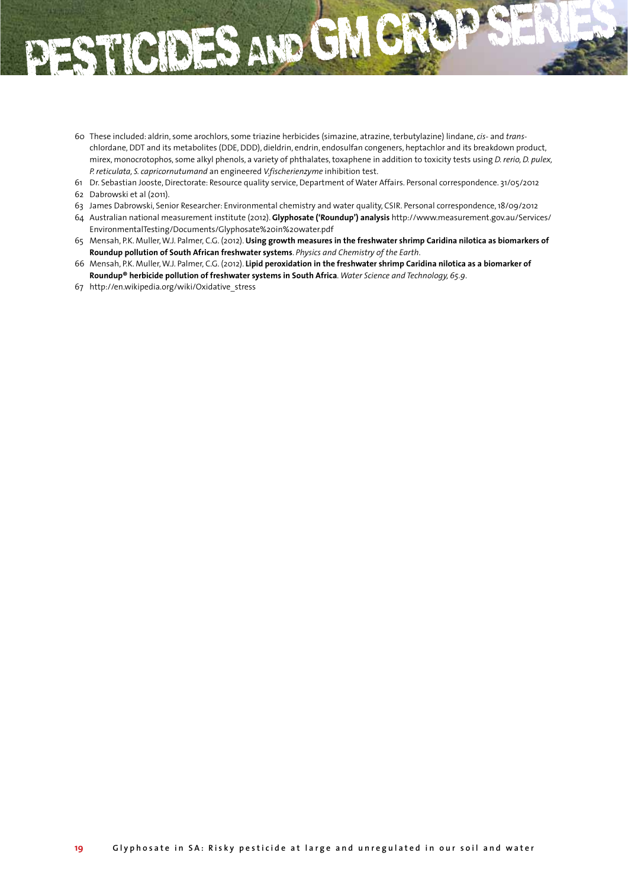60 These included: aldrin, some arochlors, some triazine herbicides (simazine, atrazine, terbutylazine) lindane, *cis*- and *trans*-chlordane, DDT and its metabolites (DDE, DDD), dieldrin, endrin, endosulfan congeners, heptachlor and its breakdown product, mirex, monocrotophos, some alkyl phenols, a variety of phthalates, toxaphene in addition to toxicity tests using *D. rerio, D. pulex, P. reticulata, S. capricornutumand* an engineered *V.fischerienzyme* inhibition test.

61 Dr. Sebastian Jooste, Directorate: Resource quality service, Department of Water Affairs. Personal correspondence. 31/05/2012

62 Dabrowski et al (2011).

63 James Dabrowski, Senior Researcher: Environmental chemistry and water quality, CSIR. Personal correspondence, 18/09/2012

64 Australian national measurement institute (2012). **Glyphosate ('Roundup') analysis** http://www.measurement.gov.au/Services/EnvironmentalTesting/Documents/Glyphosate%20in%20water.pdf

65 Mensah, P.K. Muller, W.J. Palmer, C.G. (2012). **Using growth measures in the freshwater shrimp Caridina nilotica as biomarkers of Roundup pollution of South African freshwater systems**. *Physics and Chemistry of the Earth*.

66 Mensah, P.K. Muller, W.J. Palmer, C.G. (2012). **Lipid peroxidation in the freshwater shrimp Caridina nilotica as a biomarker of Roundup® herbicide pollution of freshwater systems in South Africa**. *Water Science and Technology, 65.9*.

67 http://en.wikipedia.org/wiki/Oxidative_stress